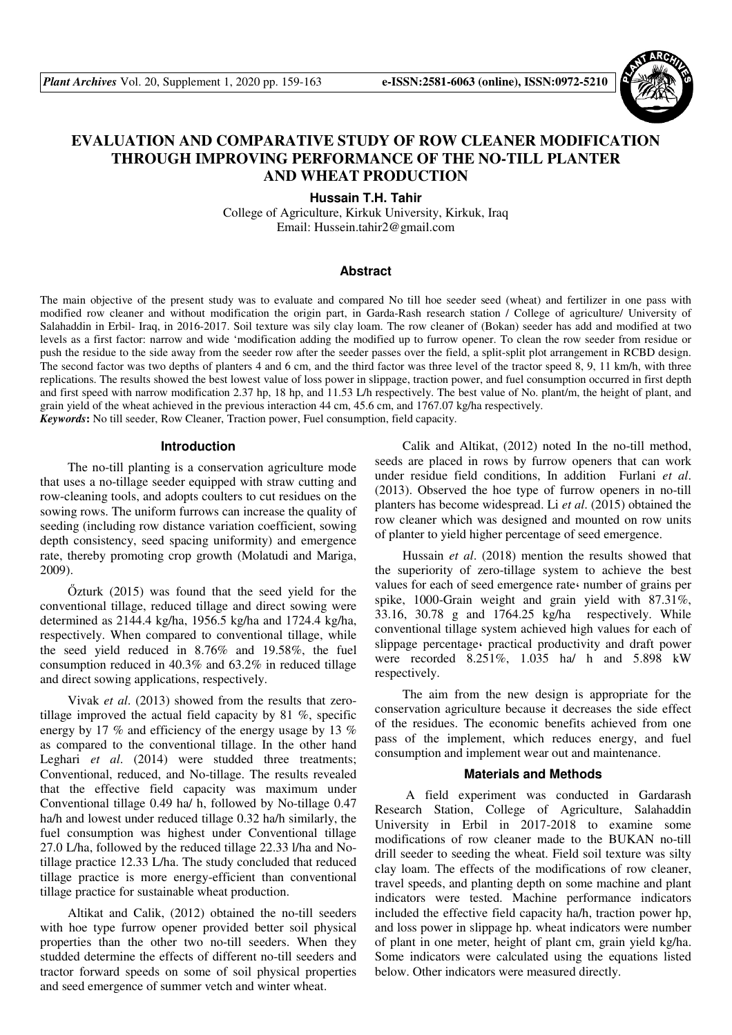# EVALUATION AND COMPARATIVE STUDY OF ROW CLEANER MODIFICATION THROUGH IMPROVING PERFORMANCE OF THE NO-TILL PLANTER AND WHEAT PRODUCTION

**Hussain T.H. Tahir**

College of Agriculture, Kirkuk University, Kirkuk, Iraq
Email: Hussein.tahir2@gmail.com

## Abstract

The main objective of the present study was to evaluate and compared No till hoe seeder seed (wheat) and fertilizer in one pass with modified row cleaner and without modification the origin part, in Garda-Rash research station / College of agriculture/ University of Salahaddin in Erbil- Iraq, in 2016-2017. Soil texture was sily clay loam. The row cleaner of (Bokan) seeder has add and modified at two levels as a first factor: narrow and wide 'modification adding the modified up to furrow opener. To clean the row seeder from residue or push the residue to the side away from the seeder row after the seeder passes over the field, a split-split plot arrangement in RCBD design. The second factor was two depths of planters 4 and 6 cm, and the third factor was three level of the tractor speed 8, 9, 11 km/h, with three replications. The results showed the best lowest value of loss power in slippage, traction power, and fuel consumption occurred in first depth and first speed with narrow modification 2.37 hp, 18 hp, and 11.53 L/h respectively. The best value of No. plant/m, the height of plant, and grain yield of the wheat achieved in the previous interaction 44 cm, 45.6 cm, and 1767.07 kg/ha respectively.

***Keywords*:** No till seeder, Row Cleaner, Traction power, Fuel consumption, field capacity.

## Introduction

The no-till planting is a conservation agriculture mode that uses a no-tillage seeder equipped with straw cutting and row-cleaning tools, and adopts coulters to cut residues on the sowing rows. The uniform furrows can increase the quality of seeding (including row distance variation coefficient, sowing depth consistency, seed spacing uniformity) and emergence rate, thereby promoting crop growth (Molatudi and Mariga, 2009).

Őzturk (2015) was found that the seed yield for the conventional tillage, reduced tillage and direct sowing were determined as 2144.4 kg/ha, 1956.5 kg/ha and 1724.4 kg/ha, respectively. When compared to conventional tillage, while the seed yield reduced in 8.76% and 19.58%, the fuel consumption reduced in 40.3% and 63.2% in reduced tillage and direct sowing applications, respectively.

Vivak *et al*. (2013) showed from the results that zero-tillage improved the actual field capacity by 81 %, specific energy by 17 % and efficiency of the energy usage by 13 % as compared to the conventional tillage. In the other hand Leghari *et al*. (2014) were studded three treatments; Conventional, reduced, and No-tillage. The results revealed that the effective field capacity was maximum under Conventional tillage 0.49 ha/ h, followed by No-tillage 0.47 ha/h and lowest under reduced tillage 0.32 ha/h similarly, the fuel consumption was highest under Conventional tillage 27.0 L/ha, followed by the reduced tillage 22.33 l/ha and No-tillage practice 12.33 L/ha. The study concluded that reduced tillage practice is more energy-efficient than conventional tillage practice for sustainable wheat production.

Altikat and Calik, (2012) obtained the no-till seeders with hoe type furrow opener provided better soil physical properties than the other two no-till seeders. When they studded determine the effects of different no-till seeders and tractor forward speeds on some of soil physical properties and seed emergence of summer vetch and winter wheat.

Calik and Altikat, (2012) noted In the no-till method, seeds are placed in rows by furrow openers that can work under residue field conditions, In addition Furlani *et al*. (2013). Observed the hoe type of furrow openers in no-till planters has become widespread. Li *et al*. (2015) obtained the row cleaner which was designed and mounted on row units of planter to yield higher percentage of seed emergence.

Hussain *et al*. (2018) mention the results showed that the superiority of zero-tillage system to achieve the best values for each of seed emergence rate، number of grains per spike, 1000-Grain weight and grain yield with 87.31%, 33.16, 30.78 g and 1764.25 kg/ha respectively. While conventional tillage system achieved high values for each of slippage percentage، practical productivity and draft power were recorded 8.251%, 1.035 ha/ h and 5.898 kW respectively.

The aim from the new design is appropriate for the conservation agriculture because it decreases the side effect of the residues. The economic benefits achieved from one pass of the implement, which reduces energy, and fuel consumption and implement wear out and maintenance.

## Materials and Methods

A field experiment was conducted in Gardarash Research Station, College of Agriculture, Salahaddin University in Erbil in 2017-2018 to examine some modifications of row cleaner made to the BUKAN no-till drill seeder to seeding the wheat. Field soil texture was silty clay loam. The effects of the modifications of row cleaner, travel speeds, and planting depth on some machine and plant indicators were tested. Machine performance indicators included the effective field capacity ha/h, traction power hp, and loss power in slippage hp. wheat indicators were number of plant in one meter, height of plant cm, grain yield kg/ha. Some indicators were calculated using the equations listed below. Other indicators were measured directly.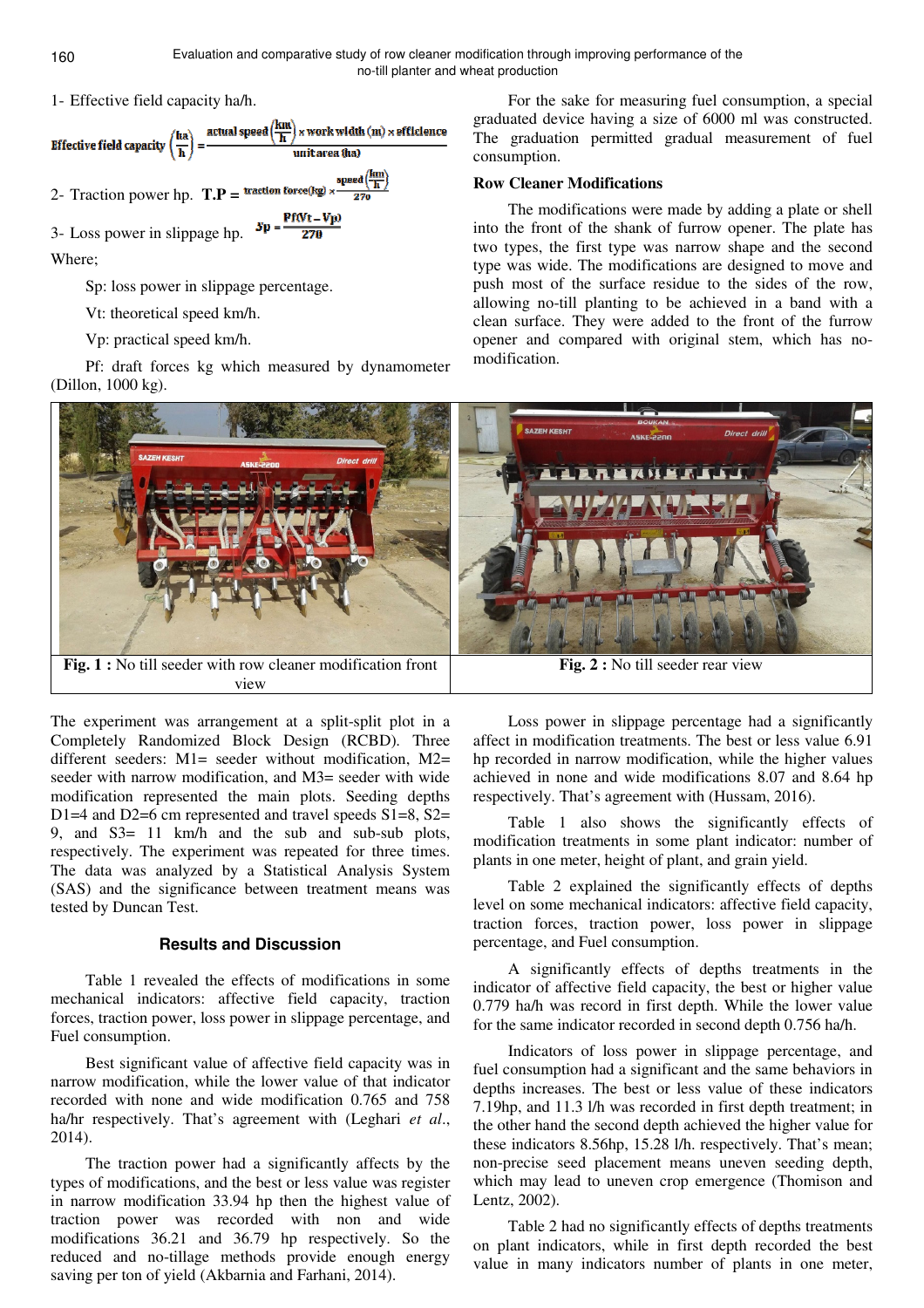1- Effective field capacity ha/h.

$$\text{Effective field capacity}\left(\frac{ha}{h}\right) = \frac{\text{actual speed}\left(\frac{km}{h}\right) \times \text{work width (m)} \times \text{efficience}}{\text{unit area (ha)}}$$

2- Traction power hp. $\mathbf{T.P} = \text{traction force(kg)} \times \frac{\text{speed}\left(\frac{km}{h}\right)}{270}$

3- Loss power in slippage hp. $Sp = \frac{Pf(Vt - Vp)}{270}$

Where;

Sp: loss power in slippage percentage.

Vt: theoretical speed km/h.

Vp: practical speed km/h.

Pf: draft forces kg which measured by dynamometer (Dillon, 1000 kg).

For the sake for measuring fuel consumption, a special graduated device having a size of 6000 ml was constructed. The graduation permitted gradual measurement of fuel consumption.

**Row Cleaner Modifications**

The modifications were made by adding a plate or shell into the front of the shank of furrow opener. The plate has two types, the first type was narrow shape and the second type was wide. The modifications are designed to move and push most of the surface residue to the sides of the row, allowing no-till planting to be achieved in a band with a clean surface. They were added to the front of the furrow opener and compared with original stem, which has no-modification.

**Fig. 1 :** No till seeder with row cleaner modification front view

**Fig. 2 :** No till seeder rear view

The experiment was arrangement at a split-split plot in a Completely Randomized Block Design (RCBD). Three different seeders: M1= seeder without modification, M2= seeder with narrow modification, and M3= seeder with wide modification represented the main plots. Seeding depths D1=4 and D2=6 cm represented and travel speeds S1=8, S2= 9, and S3= 11 km/h and the sub and sub-sub plots, respectively. The experiment was repeated for three times. The data was analyzed by a Statistical Analysis System (SAS) and the significance between treatment means was tested by Duncan Test.

## Results and Discussion

Table 1 revealed the effects of modifications in some mechanical indicators: affective field capacity, traction forces, traction power, loss power in slippage percentage, and Fuel consumption.

Best significant value of affective field capacity was in narrow modification, while the lower value of that indicator recorded with none and wide modification 0.765 and 758 ha/hr respectively. That's agreement with (Leghari *et al*., 2014).

The traction power had a significantly affects by the types of modifications, and the best or less value was register in narrow modification 33.94 hp then the highest value of traction power was recorded with non and wide modifications 36.21 and 36.79 hp respectively. So the reduced and no-tillage methods provide enough energy saving per ton of yield (Akbarnia and Farhani, 2014).

Loss power in slippage percentage had a significantly affect in modification treatments. The best or less value 6.91 hp recorded in narrow modification, while the higher values achieved in none and wide modifications 8.07 and 8.64 hp respectively. That's agreement with (Hussam, 2016).

Table 1 also shows the significantly effects of modification treatments in some plant indicator: number of plants in one meter, height of plant, and grain yield.

Table 2 explained the significantly effects of depths level on some mechanical indicators: affective field capacity, traction forces, traction power, loss power in slippage percentage, and Fuel consumption.

A significantly effects of depths treatments in the indicator of affective field capacity, the best or higher value 0.779 ha/h was record in first depth. While the lower value for the same indicator recorded in second depth 0.756 ha/h.

Indicators of loss power in slippage percentage, and fuel consumption had a significant and the same behaviors in depths increases. The best or less value of these indicators 7.19hp, and 11.3 l/h was recorded in first depth treatment; in the other hand the second depth achieved the higher value for these indicators 8.56hp, 15.28 l/h. respectively. That's mean; non-precise seed placement means uneven seeding depth, which may lead to uneven crop emergence (Thomison and Lentz, 2002).

Table 2 had no significantly effects of depths treatments on plant indicators, while in first depth recorded the best value in many indicators number of plants in one meter,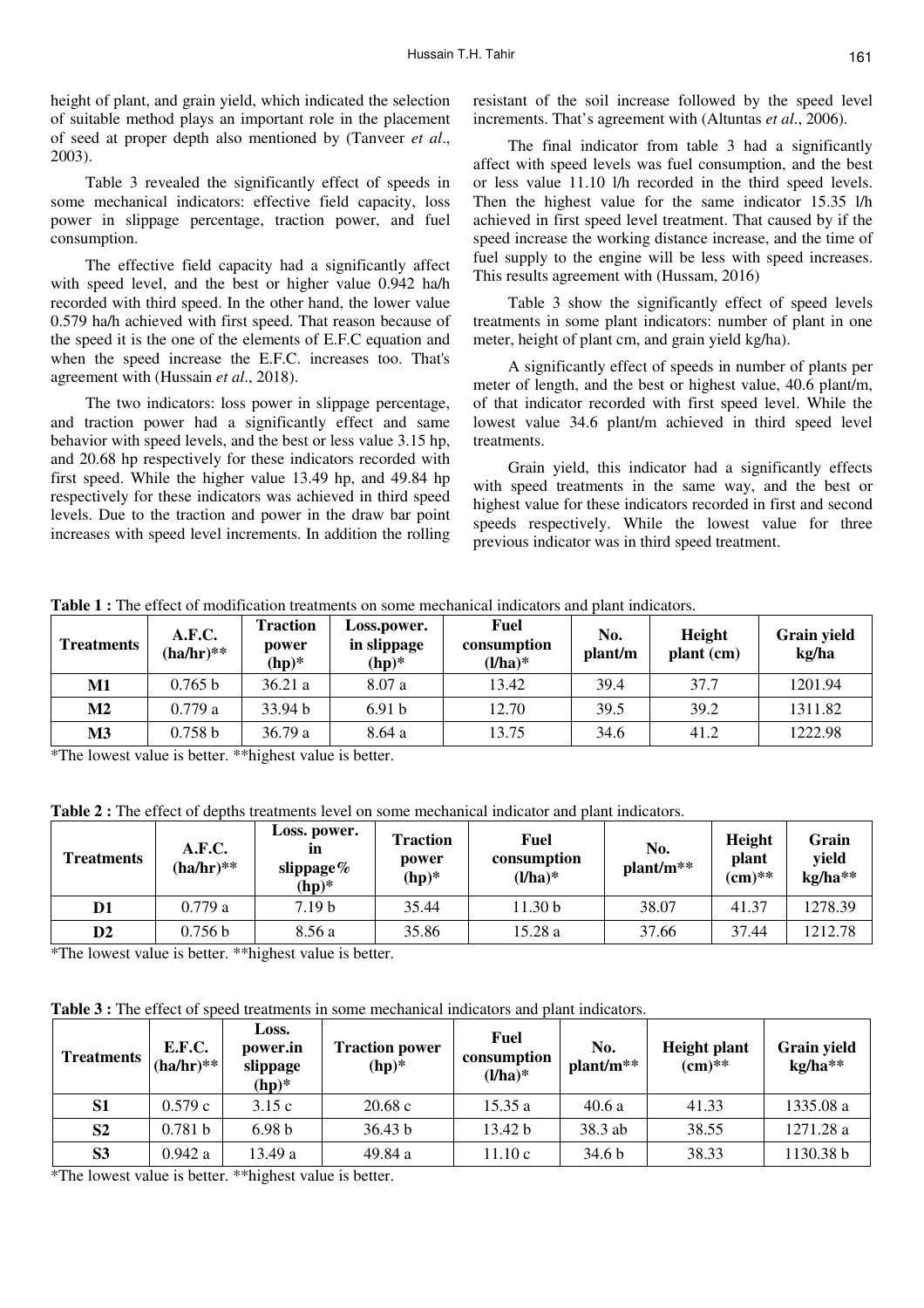height of plant, and grain yield, which indicated the selection of suitable method plays an important role in the placement of seed at proper depth also mentioned by (Tanveer *et al*., 2003).

Table 3 revealed the significantly effect of speeds in some mechanical indicators: effective field capacity, loss power in slippage percentage, traction power, and fuel consumption.

The effective field capacity had a significantly affect with speed level, and the best or higher value 0.942 ha/h recorded with third speed. In the other hand, the lower value 0.579 ha/h achieved with first speed. That reason because of the speed it is the one of the elements of E.F.C equation and when the speed increase the E.F.C. increases too. That's agreement with (Hussain *et al*., 2018).

The two indicators: loss power in slippage percentage, and traction power had a significantly effect and same behavior with speed levels, and the best or less value 3.15 hp, and 20.68 hp respectively for these indicators recorded with first speed. While the higher value 13.49 hp, and 49.84 hp respectively for these indicators was achieved in third speed levels. Due to the traction and power in the draw bar point increases with speed level increments. In addition the rolling resistant of the soil increase followed by the speed level increments. That's agreement with (Altuntas *et al*., 2006).

The final indicator from table 3 had a significantly affect with speed levels was fuel consumption, and the best or less value 11.10 l/h recorded in the third speed levels. Then the highest value for the same indicator 15.35 l/h achieved in first speed level treatment. That caused by if the speed increase the working distance increase, and the time of fuel supply to the engine will be less with speed increases. This results agreement with (Hussam, 2016)

Table 3 show the significantly effect of speed levels treatments in some plant indicators: number of plant in one meter, height of plant cm, and grain yield kg/ha).

A significantly effect of speeds in number of plants per meter of length, and the best or highest value, 40.6 plant/m, of that indicator recorded with first speed level. While the lowest value 34.6 plant/m achieved in third speed level treatments.

Grain yield, this indicator had a significantly effects with speed treatments in the same way, and the best or highest value for these indicators recorded in first and second speeds respectively. While the lowest value for three previous indicator was in third speed treatment.

**Table 1 :** The effect of modification treatments on some mechanical indicators and plant indicators.

| Treatments | A.F.C. (ha/hr)** | Traction power (hp)* | Loss.power. in slippage (hp)* | Fuel consumption (l/ha)* | No. plant/m | Height plant (cm) | Grain yield kg/ha |
|---|---|---|---|---|---|---|---|
| M1 | 0.765 b | 36.21 a | 8.07 a | 13.42 | 39.4 | 37.7 | 1201.94 |
| M2 | 0.779 a | 33.94 b | 6.91 b | 12.70 | 39.5 | 39.2 | 1311.82 |
| M3 | 0.758 b | 36.79 a | 8.64 a | 13.75 | 34.6 | 41.2 | 1222.98 |

*The lowest value is better. **highest value is better.

**Table 2 :** The effect of depths treatments level on some mechanical indicator and plant indicators.

| Treatments | A.F.C. (ha/hr)** | Loss. power. in slippage% (hp)* | Traction power (hp)* | Fuel consumption (l/ha)* | No. plant/m** | Height plant (cm)** | Grain yield kg/ha** |
|---|---|---|---|---|---|---|---|
| D1 | 0.779 a | 7.19 b | 35.44 | 11.30 b | 38.07 | 41.37 | 1278.39 |
| D2 | 0.756 b | 8.56 a | 35.86 | 15.28 a | 37.66 | 37.44 | 1212.78 |

*The lowest value is better. **highest value is better.

**Table 3 :** The effect of speed treatments in some mechanical indicators and plant indicators.

| Treatments | E.F.C. (ha/hr)** | Loss. power.in slippage (hp)* | Traction power (hp)* | Fuel consumption (l/ha)* | No. plant/m** | Height plant (cm)** | Grain yield kg/ha** |
|---|---|---|---|---|---|---|---|
| S1 | 0.579 c | 3.15 c | 20.68 c | 15.35 a | 40.6 a | 41.33 | 1335.08 a |
| S2 | 0.781 b | 6.98 b | 36.43 b | 13.42 b | 38.3 ab | 38.55 | 1271.28 a |
| S3 | 0.942 a | 13.49 a | 49.84 a | 11.10 c | 34.6 b | 38.33 | 1130.38 b |

*The lowest value is better. **highest value is better.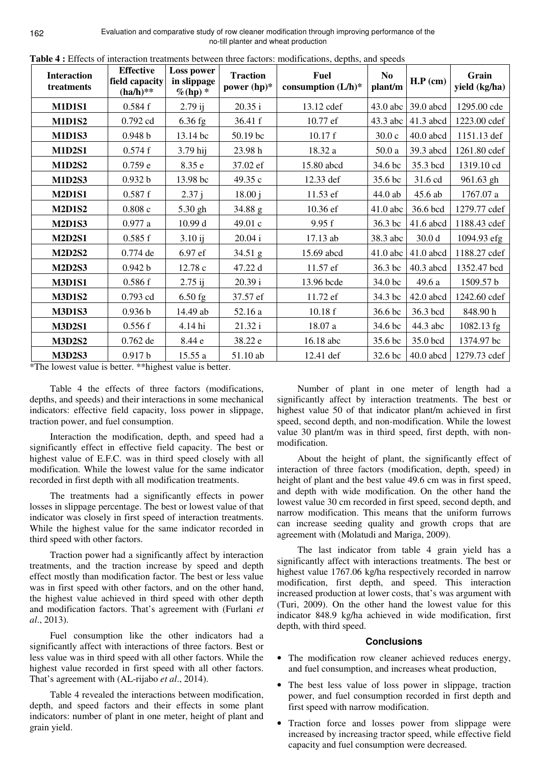**Table 4 :** Effects of interaction treatments between three factors: modifications, depths, and speeds

| Interaction treatments | Effective field capacity (ha/h)** | Loss power in slippage %(hp) * | Traction power (hp)* | Fuel consumption (L/h)* | No plant/m | H.P (cm) | Grain yield (kg/ha) |
|---|---|---|---|---|---|---|---|
| **M1D1S1** | 0.584 f | 2.79 ij | 20.35 i | 13.12 cdef | 43.0 abc | 39.0 abcd | 1295.00 cde |
| **M1D1S2** | 0.792 cd | 6.36 fg | 36.41 f | 10.77 ef | 43.3 abc | 41.3 abcd | 1223.00 cdef |
| **M1D1S3** | 0.948 b | 13.14 bc | 50.19 bc | 10.17 f | 30.0 c | 40.0 abcd | 1151.13 def |
| **M1D2S1** | 0.574 f | 3.79 hij | 23.98 h | 18.32 a | 50.0 a | 39.3 abcd | 1261.80 cdef |
| **M1D2S2** | 0.759 e | 8.35 e | 37.02 ef | 15.80 abcd | 34.6 bc | 35.3 bcd | 1319.10 cd |
| **M1D2S3** | 0.932 b | 13.98 bc | 49.35 c | 12.33 def | 35.6 bc | 31.6 cd | 961.63 gh |
| **M2D1S1** | 0.587 f | 2.37 j | 18.00 j | 11.53 ef | 44.0 ab | 45.6 ab | 1767.07 a |
| **M2D1S2** | 0.808 c | 5.30 gh | 34.88 g | 10.36 ef | 41.0 abc | 36.6 bcd | 1279.77 cdef |
| **M2D1S3** | 0.977 a | 10.99 d | 49.01 c | 9.95 f | 36.3 bc | 41.6 abcd | 1188.43 cdef |
| **M2D2S1** | 0.585 f | 3.10 ij | 20.04 i | 17.13 ab | 38.3 abc | 30.0 d | 1094.93 efg |
| **M2D2S2** | 0.774 de | 6.97 ef | 34.51 g | 15.69 abcd | 41.0 abc | 41.0 abcd | 1188.27 cdef |
| **M2D2S3** | 0.942 b | 12.78 c | 47.22 d | 11.57 ef | 36.3 bc | 40.3 abcd | 1352.47 bcd |
| **M3D1S1** | 0.586 f | 2.75 ij | 20.39 i | 13.96 bcde | 34.0 bc | 49.6 a | 1509.57 b |
| **M3D1S2** | 0.793 cd | 6.50 fg | 37.57 ef | 11.72 ef | 34.3 bc | 42.0 abcd | 1242.60 cdef |
| **M3D1S3** | 0.936 b | 14.49 ab | 52.16 a | 10.18 f | 36.6 bc | 36.3 bcd | 848.90 h |
| **M3D2S1** | 0.556 f | 4.14 hi | 21.32 i | 18.07 a | 34.6 bc | 44.3 abc | 1082.13 fg |
| **M3D2S2** | 0.762 de | 8.44 e | 38.22 e | 16.18 abc | 35.6 bc | 35.0 bcd | 1374.97 bc |
| **M3D2S3** | 0.917 b | 15.55 a | 51.10 ab | 12.41 def | 32.6 bc | 40.0 abcd | 1279.73 cdef |

*The lowest value is better. **highest value is better.

Table 4 the effects of three factors (modifications, depths, and speeds) and their interactions in some mechanical indicators: effective field capacity, loss power in slippage, traction power, and fuel consumption.

Interaction the modification, depth, and speed had a significantly effect in effective field capacity. The best or highest value of E.F.C. was in third speed closely with all modification. While the lowest value for the same indicator recorded in first depth with all modification treatments.

The treatments had a significantly effects in power losses in slippage percentage. The best or lowest value of that indicator was closely in first speed of interaction treatments. While the highest value for the same indicator recorded in third speed with other factors.

Traction power had a significantly affect by interaction treatments, and the traction increase by speed and depth effect mostly than modification factor. The best or less value was in first speed with other factors, and on the other hand, the highest value achieved in third speed with other depth and modification factors. That's agreement with (Furlani *et al*., 2013).

Fuel consumption like the other indicators had a significantly affect with interactions of three factors. Best or less value was in third speed with all other factors. While the highest value recorded in first speed with all other factors. That's agreement with (AL-rijabo *et al*., 2014).

Table 4 revealed the interactions between modification, depth, and speed factors and their effects in some plant indicators: number of plant in one meter, height of plant and grain yield.

Number of plant in one meter of length had a significantly affect by interaction treatments. The best or highest value 50 of that indicator plant/m achieved in first speed, second depth, and non-modification. While the lowest value 30 plant/m was in third speed, first depth, with non-modification.

About the height of plant, the significantly effect of interaction of three factors (modification, depth, speed) in height of plant and the best value 49.6 cm was in first speed, and depth with wide modification. On the other hand the lowest value 30 cm recorded in first speed, second depth, and narrow modification. This means that the uniform furrows can increase seeding quality and growth crops that are agreement with (Molatudi and Mariga, 2009).

The last indicator from table 4 grain yield has a significantly affect with interactions treatments. The best or highest value 1767.06 kg/ha respectively recorded in narrow modification, first depth, and speed. This interaction increased production at lower costs, that's was argument with (Turi, 2009). On the other hand the lowest value for this indicator 848.9 kg/ha achieved in wide modification, first depth, with third speed.

## Conclusions

- The modification row cleaner achieved reduces energy, and fuel consumption, and increases wheat production,
- The best less value of loss power in slippage, traction power, and fuel consumption recorded in first depth and first speed with narrow modification.
- Traction force and losses power from slippage were increased by increasing tractor speed, while effective field capacity and fuel consumption were decreased.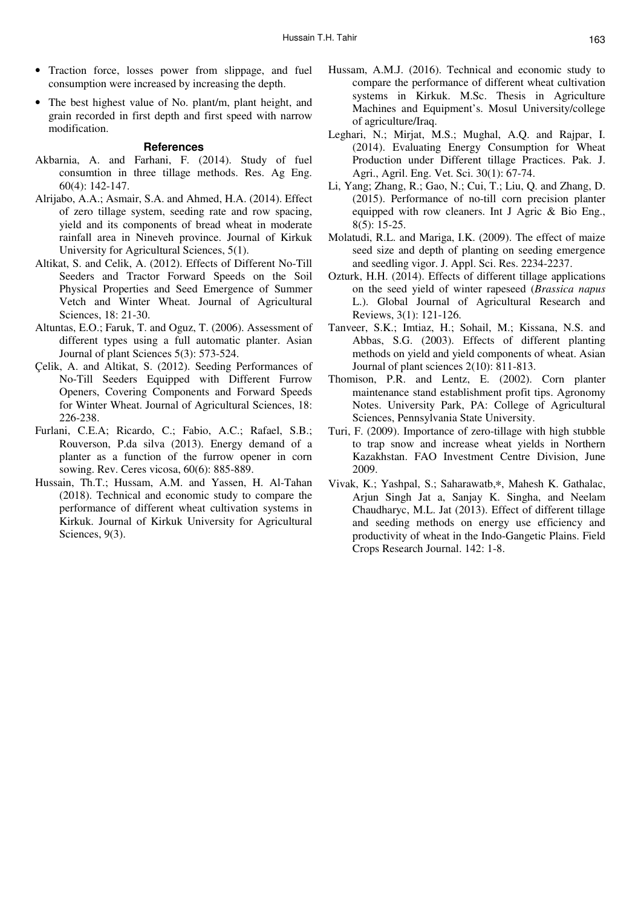- Traction force, losses power from slippage, and fuel consumption were increased by increasing the depth.
- The best highest value of No. plant/m, plant height, and grain recorded in first depth and first speed with narrow modification.

## References

Akbarnia, A. and Farhani, F. (2014). Study of fuel consumtion in three tillage methods. Res. Ag Eng. 60(4): 142-147.

Alrijabo, A.A.; Asmair, S.A. and Ahmed, H.A. (2014). Effect of zero tillage system, seeding rate and row spacing, yield and its components of bread wheat in moderate rainfall area in Nineveh province. Journal of Kirkuk University for Agricultural Sciences, 5(1).

Altikat, S. and Celik, A. (2012). Effects of Different No-Till Seeders and Tractor Forward Speeds on the Soil Physical Properties and Seed Emergence of Summer Vetch and Winter Wheat. Journal of Agricultural Sciences, 18: 21-30.

Altuntas, E.O.; Faruk, T. and Oguz, T. (2006). Assessment of different types using a full automatic planter. Asian Journal of plant Sciences 5(3): 573-524.

Çelik, A. and Altikat, S. (2012). Seeding Performances of No-Till Seeders Equipped with Different Furrow Openers, Covering Components and Forward Speeds for Winter Wheat. Journal of Agricultural Sciences, 18: 226-238.

Furlani, C.E.A; Ricardo, C.; Fabio, A.C.; Rafael, S.B.; Rouverson, P.da silva (2013). Energy demand of a planter as a function of the furrow opener in corn sowing. Rev. Ceres vicosa, 60(6): 885-889.

Hussain, Th.T.; Hussam, A.M. and Yassen, H. Al-Tahan (2018). Technical and economic study to compare the performance of different wheat cultivation systems in Kirkuk. Journal of Kirkuk University for Agricultural Sciences, 9(3).

Hussam, A.M.J. (2016). Technical and economic study to compare the performance of different wheat cultivation systems in Kirkuk. M.Sc. Thesis in Agriculture Machines and Equipment's. Mosul University/college of agriculture/Iraq.

Leghari, N.; Mirjat, M.S.; Mughal, A.Q. and Rajpar, I. (2014). Evaluating Energy Consumption for Wheat Production under Different tillage Practices. Pak. J. Agri., Agril. Eng. Vet. Sci. 30(1): 67-74.

Li, Yang; Zhang, R.; Gao, N.; Cui, T.; Liu, Q. and Zhang, D. (2015). Performance of no-till corn precision planter equipped with row cleaners. Int J Agric & Bio Eng., 8(5): 15-25.

Molatudi, R.L. and Mariga, I.K. (2009). The effect of maize seed size and depth of planting on seeding emergence and seedling vigor. J. Appl. Sci. Res. 2234-2237.

Ozturk, H.H. (2014). Effects of different tillage applications on the seed yield of winter rapeseed (*Brassica napus* L.). Global Journal of Agricultural Research and Reviews, 3(1): 121-126.

Tanveer, S.K.; Imtiaz, H.; Sohail, M.; Kissana, N.S. and Abbas, S.G. (2003). Effects of different planting methods on yield and yield components of wheat. Asian Journal of plant sciences 2(10): 811-813.

Thomison, P.R. and Lentz, E. (2002). Corn planter maintenance stand establishment profit tips. Agronomy Notes. University Park, PA: College of Agricultural Sciences, Pennsylvania State University.

Turi, F. (2009). Importance of zero-tillage with high stubble to trap snow and increase wheat yields in Northern Kazakhstan. FAO Investment Centre Division, June 2009.

Vivak, K.; Yashpal, S.; Saharawatb,∗, Mahesh K. Gathalac, Arjun Singh Jat a, Sanjay K. Singha, and Neelam Chaudharyc, M.L. Jat (2013). Effect of different tillage and seeding methods on energy use efficiency and productivity of wheat in the Indo-Gangetic Plains. Field Crops Research Journal. 142: 1-8.